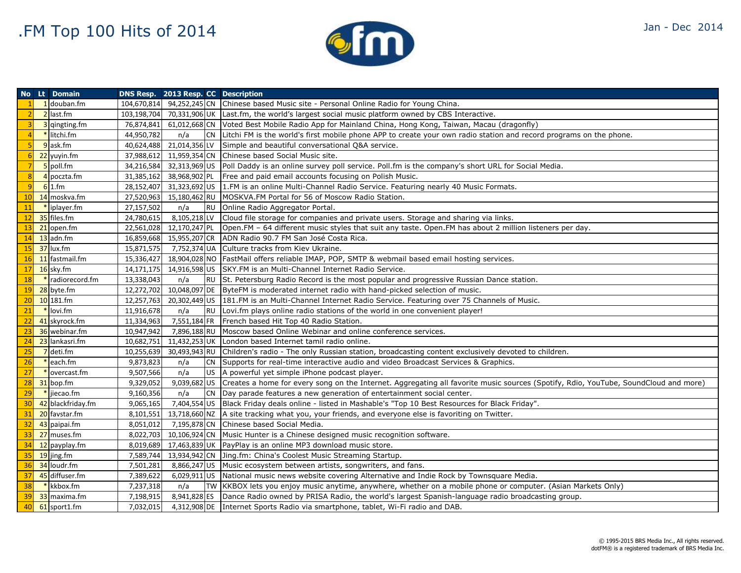# .FM Top 100 Hits of 2014

Jan - Dec 2014

| No | Lt | Domain | DNS Resp. | 2013 Resp. | CC | Description |
|---|---|---|---|---|---|---|
| 1 | 1 | douban.fm | 104,670,814 | 94,252,245 | CN | Chinese based Music site - Personal Online Radio for Young China. |
| 2 | 2 | last.fm | 103,198,704 | 70,331,906 | UK | Last.fm, the world's largest social music platform owned by CBS Interactive. |
| 3 | 3 | qingting.fm | 76,874,841 | 61,012,668 | CN | Voted Best Mobile Radio App for Mainland China, Hong Kong, Taiwan, Macau (dragonfly) |
| 4 | * | litchi.fm | 44,950,782 | n/a | CN | Litchi FM is the world's first mobile phone APP to create your own radio station and record programs on the phone. |
| 5 | 9 | ask.fm | 40,624,488 | 21,014,356 | LV | Simple and beautiful conversational Q&A service. |
| 6 | 22 | yuyin.fm | 37,988,612 | 11,959,354 | CN | Chinese based Social Music site. |
| 7 | 5 | poll.fm | 34,216,584 | 32,313,969 | US | Poll Daddy is an online survey poll service. Poll.fm is the company's short URL for Social Media. |
| 8 | 4 | poczta.fm | 31,385,162 | 38,968,902 | PL | Free and paid email accounts focusing on Polish Music. |
| 9 | 6 | 1.fm | 28,152,407 | 31,323,692 | US | 1.FM is an online Multi-Channel Radio Service. Featuring nearly 40 Music Formats. |
| 10 | 14 | moskva.fm | 27,520,963 | 15,180,462 | RU | MOSKVA.FM Portal for 56 of Moscow Radio Station. |
| 11 | * | iplayer.fm | 27,157,502 | n/a | RU | Online Radio Aggregator Portal. |
| 12 | 35 | files.fm | 24,780,615 | 8,105,218 | LV | Cloud file storage for companies and private users. Storage and sharing via links. |
| 13 | 21 | open.fm | 22,561,028 | 12,170,247 | PL | Open.FM – 64 different music styles that suit any taste. Open.FM has about 2 million listeners per day. |
| 14 | 13 | adn.fm | 16,859,668 | 15,955,207 | CR | ADN Radio 90.7 FM San José Costa Rica. |
| 15 | 37 | lux.fm | 15,871,575 | 7,752,374 | UA | Culture tracks from Kiev Ukraine. |
| 16 | 11 | fastmail.fm | 15,336,427 | 18,904,028 | NO | FastMail offers reliable IMAP, POP, SMTP & webmail based email hosting services. |
| 17 | 16 | sky.fm | 14,171,175 | 14,916,598 | US | SKY.FM is an Multi-Channel Internet Radio Service. |
| 18 | * | radiorecord.fm | 13,338,043 | n/a | RU | St. Petersburg Radio Record is the most popular and progressive Russian Dance station. |
| 19 | 28 | byte.fm | 12,272,702 | 10,048,097 | DE | ByteFM is moderated internet radio with hand-picked selection of music. |
| 20 | 10 | 181.fm | 12,257,763 | 20,302,449 | US | 181.FM is an Multi-Channel Internet Radio Service. Featuring over 75 Channels of Music. |
| 21 | * | lovi.fm | 11,916,678 | n/a | RU | Lovi.fm plays online radio stations of the world in one convenient player! |
| 22 | 41 | skyrock.fm | 11,334,963 | 7,551,184 | FR | French based Hit Top 40 Radio Station. |
| 23 | 36 | webinar.fm | 10,947,942 | 7,896,188 | RU | Moscow based Online Webinar and online conference services. |
| 24 | 23 | lankasri.fm | 10,682,751 | 11,432,253 | UK | London based Internet tamil radio online. |
| 25 | 7 | deti.fm | 10,255,639 | 30,493,943 | RU | Children's radio - The only Russian station, broadcasting content exclusively devoted to children. |
| 26 | * | each.fm | 9,873,823 | n/a | CN | Supports for real-time interactive audio and video Broadcast Services & Graphics. |
| 27 | * | overcast.fm | 9,507,566 | n/a | US | A powerful yet simple iPhone podcast player. |
| 28 | 31 | bop.fm | 9,329,052 | 9,039,682 | US | Creates a home for every song on the Internet. Aggregating all favorite music sources (Spotify, Rdio, YouTube, SoundCloud and more) |
| 29 | * | jiecao.fm | 9,160,356 | n/a | CN | Day parade features a new generation of entertainment social center. |
| 30 | 42 | blackfriday.fm | 9,065,165 | 7,404,554 | US | Black Friday deals online - listed in Mashable's "Top 10 Best Resources for Black Friday". |
| 31 | 20 | favstar.fm | 8,101,551 | 13,718,660 | NZ | A site tracking what you, your friends, and everyone else is favoriting on Twitter. |
| 32 | 43 | paipai.fm | 8,051,012 | 7,195,878 | CN | Chinese based Social Media. |
| 33 | 27 | muses.fm | 8,022,703 | 10,106,924 | CN | Music Hunter is a Chinese designed music recognition software. |
| 34 | 12 | payplay.fm | 8,019,689 | 17,463,839 | UK | PayPlay is an online MP3 download music store. |
| 35 | 19 | jing.fm | 7,589,744 | 13,934,942 | CN | Jing.fm: China's Coolest Music Streaming Startup. |
| 36 | 34 | loudr.fm | 7,501,281 | 8,866,247 | US | Music ecosystem between artists, songwriters, and fans. |
| 37 | 45 | diffuser.fm | 7,389,622 | 6,029,911 | US | National music news website covering Alternative and Indie Rock by Townsquare Media. |
| 38 | * | kkbox.fm | 7,237,318 | n/a | TW | KKBOX lets you enjoy music anytime, anywhere, whether on a mobile phone or computer. (Asian Markets Only) |
| 39 | 33 | maxima.fm | 7,198,915 | 8,941,828 | ES | Dance Radio owned by PRISA Radio, the world's largest Spanish-language radio broadcasting group. |
| 40 | 61 | sport1.fm | 7,032,015 | 4,312,908 | DE | Internet Sports Radio via smartphone, tablet, Wi-Fi radio and DAB. |

© 1995-2015 BRS Media Inc., All rights reserved.
dotFM® is a registered trademark of BRS Media Inc.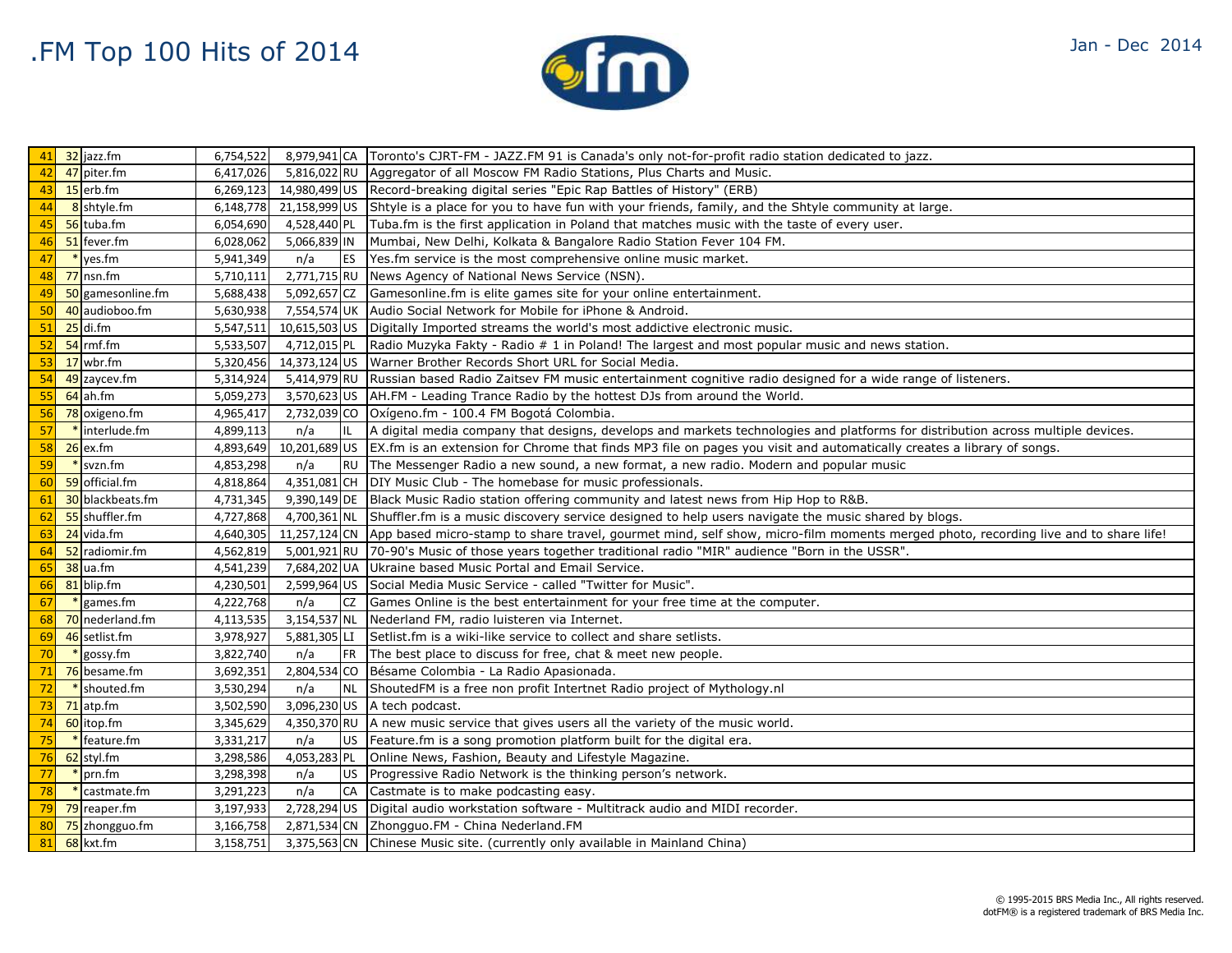# .FM Top 100 Hits of 2014

Jan - Dec 2014

| | | | | | | |
|---|---|---|---|---|---|---|
| 41 | 32 | jazz.fm | 6,754,522 | 8,979,941 | CA | Toronto's CJRT-FM - JAZZ.FM 91 is Canada's only not-for-profit radio station dedicated to jazz. |
| 42 | 47 | piter.fm | 6,417,026 | 5,816,022 | RU | Aggregator of all Moscow FM Radio Stations, Plus Charts and Music. |
| 43 | 15 | erb.fm | 6,269,123 | 14,980,499 | US | Record-breaking digital series "Epic Rap Battles of History" (ERB) |
| 44 | 8 | shtyle.fm | 6,148,778 | 21,158,999 | US | Shtyle is a place for you to have fun with your friends, family, and the Shtyle community at large. |
| 45 | 56 | tuba.fm | 6,054,690 | 4,528,440 | PL | Tuba.fm is the first application in Poland that matches music with the taste of every user. |
| 46 | 51 | fever.fm | 6,028,062 | 5,066,839 | IN | Mumbai, New Delhi, Kolkata & Bangalore Radio Station Fever 104 FM. |
| 47 | * | yes.fm | 5,941,349 | n/a | ES | Yes.fm service is the most comprehensive online music market. |
| 48 | 77 | nsn.fm | 5,710,111 | 2,771,715 | RU | News Agency of National News Service (NSN). |
| 49 | 50 | gamesonline.fm | 5,688,438 | 5,092,657 | CZ | Gamesonline.fm is elite games site for your online entertainment. |
| 50 | 40 | audioboo.fm | 5,630,938 | 7,554,574 | UK | Audio Social Network for Mobile for iPhone & Android. |
| 51 | 25 | di.fm | 5,547,511 | 10,615,503 | US | Digitally Imported streams the world's most addictive electronic music. |
| 52 | 54 | rmf.fm | 5,533,507 | 4,712,015 | PL | Radio Muzyka Fakty - Radio # 1 in Poland! The largest and most popular music and news station. |
| 53 | 17 | wbr.fm | 5,320,456 | 14,373,124 | US | Warner Brother Records Short URL for Social Media. |
| 54 | 49 | zaycev.fm | 5,314,924 | 5,414,979 | RU | Russian based Radio Zaitsev FM music entertainment cognitive radio designed for a wide range of listeners. |
| 55 | 64 | ah.fm | 5,059,273 | 3,570,623 | US | AH.FM - Leading Trance Radio by the hottest DJs from around the World. |
| 56 | 78 | oxigeno.fm | 4,965,417 | 2,732,039 | CO | Oxígeno.fm - 100.4 FM Bogotá Colombia. |
| 57 | * | interlude.fm | 4,899,113 | n/a | IL | A digital media company that designs, develops and markets technologies and platforms for distribution across multiple devices. |
| 58 | 26 | ex.fm | 4,893,649 | 10,201,689 | US | EX.fm is an extension for Chrome that finds MP3 file on pages you visit and automatically creates a library of songs. |
| 59 | * | svzn.fm | 4,853,298 | n/a | RU | The Messenger Radio a new sound, a new format, a new radio. Modern and popular music |
| 60 | 59 | official.fm | 4,818,864 | 4,351,081 | CH | DIY Music Club - The homebase for music professionals. |
| 61 | 30 | blackbeats.fm | 4,731,345 | 9,390,149 | DE | Black Music Radio station offering community and latest news from Hip Hop to R&B. |
| 62 | 55 | shuffler.fm | 4,727,868 | 4,700,361 | NL | Shuffler.fm is a music discovery service designed to help users navigate the music shared by blogs. |
| 63 | 24 | vida.fm | 4,640,305 | 11,257,124 | CN | App based micro-stamp to share travel, gourmet mind, self show, micro-film moments merged photo, recording live and to share life! |
| 64 | 52 | radiomir.fm | 4,562,819 | 5,001,921 | RU | 70-90's Music of those years together traditional radio "MIR" audience "Born in the USSR". |
| 65 | 38 | ua.fm | 4,541,239 | 7,684,202 | UA | Ukraine based Music Portal and Email Service. |
| 66 | 81 | blip.fm | 4,230,501 | 2,599,964 | US | Social Media Music Service - called "Twitter for Music". |
| 67 | * | games.fm | 4,222,768 | n/a | CZ | Games Online is the best entertainment for your free time at the computer. |
| 68 | 70 | nederland.fm | 4,113,535 | 3,154,537 | NL | Nederland FM, radio luisteren via Internet. |
| 69 | 46 | setlist.fm | 3,978,927 | 5,881,305 | LI | Setlist.fm is a wiki-like service to collect and share setlists. |
| 70 | * | gossy.fm | 3,822,740 | n/a | FR | The best place to discuss for free, chat & meet new people. |
| 71 | 76 | besame.fm | 3,692,351 | 2,804,534 | CO | Bésame Colombia - La Radio Apasionada. |
| 72 | * | shouted.fm | 3,530,294 | n/a | NL | ShoutedFM is a free non profit Intertnet Radio project of Mythology.nl |
| 73 | 71 | atp.fm | 3,502,590 | 3,096,230 | US | A tech podcast. |
| 74 | 60 | itop.fm | 3,345,629 | 4,350,370 | RU | A new music service that gives users all the variety of the music world. |
| 75 | * | feature.fm | 3,331,217 | n/a | US | Feature.fm is a song promotion platform built for the digital era. |
| 76 | 62 | styl.fm | 3,298,586 | 4,053,283 | PL | Online News, Fashion, Beauty and Lifestyle Magazine. |
| 77 | * | prn.fm | 3,298,398 | n/a | US | Progressive Radio Network is the thinking person's network. |
| 78 | * | castmate.fm | 3,291,223 | n/a | CA | Castmate is to make podcasting easy. |
| 79 | 79 | reaper.fm | 3,197,933 | 2,728,294 | US | Digital audio workstation software - Multitrack audio and MIDI recorder. |
| 80 | 75 | zhongguo.fm | 3,166,758 | 2,871,534 | CN | Zhongguo.FM - China Nederland.FM |
| 81 | 68 | kxt.fm | 3,158,751 | 3,375,563 | CN | Chinese Music site. (currently only available in Mainland China) |

© 1995-2015 BRS Media Inc., All rights reserved.
dotFM® is a registered trademark of BRS Media Inc.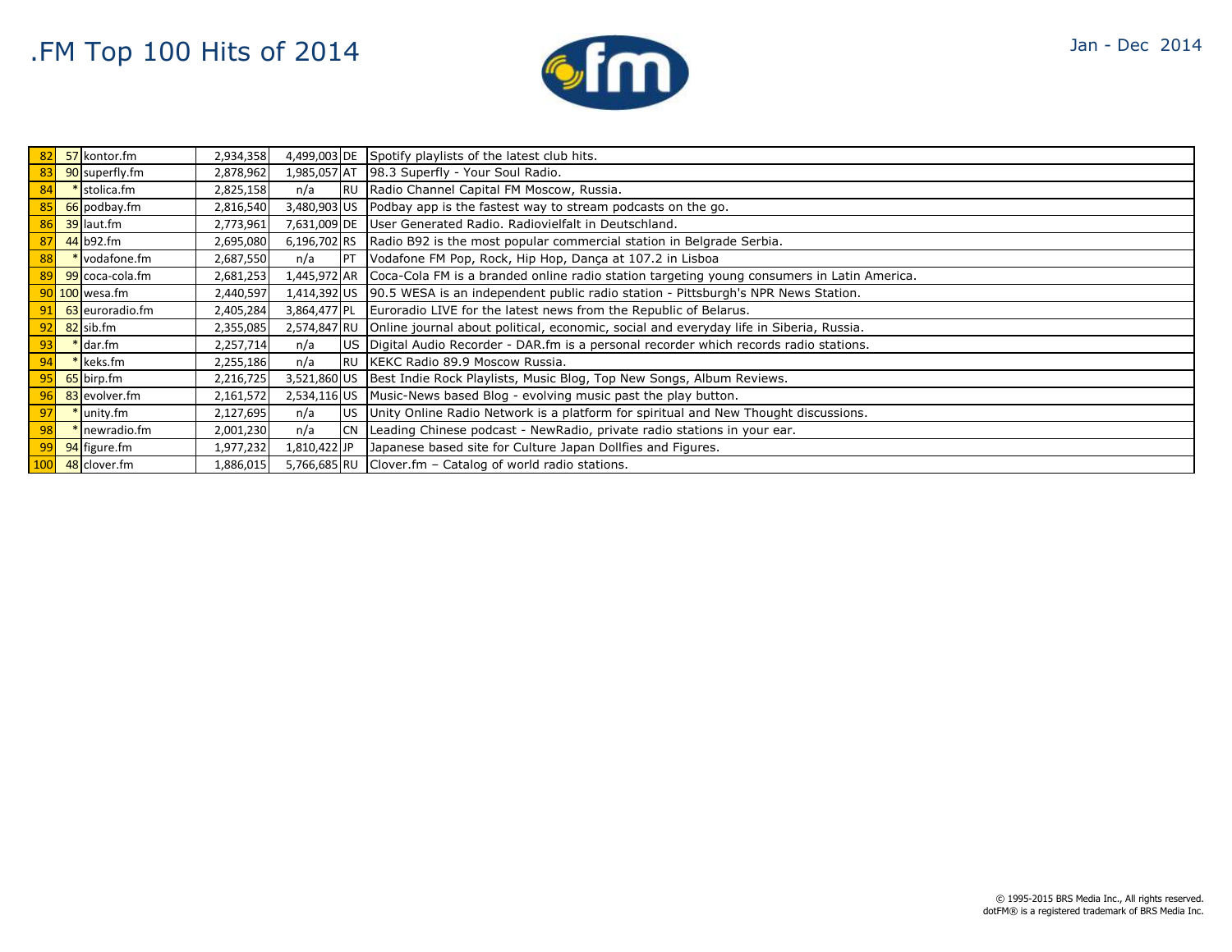# .FM Top 100 Hits of 2014

Jan - Dec 2014

| | | | | | | |
|---|---|---|---|---|---|---|
| 82 | 57 | kontor.fm | 2,934,358 | 4,499,003 | DE | Spotify playlists of the latest club hits. |
| 83 | 90 | superfly.fm | 2,878,962 | 1,985,057 | AT | 98.3 Superfly - Your Soul Radio. |
| 84 | * | stolica.fm | 2,825,158 | n/a | RU | Radio Channel Capital FM Moscow, Russia. |
| 85 | 66 | podbay.fm | 2,816,540 | 3,480,903 | US | Podbay app is the fastest way to stream podcasts on the go. |
| 86 | 39 | laut.fm | 2,773,961 | 7,631,009 | DE | User Generated Radio. Radiovielfalt in Deutschland. |
| 87 | 44 | b92.fm | 2,695,080 | 6,196,702 | RS | Radio B92 is the most popular commercial station in Belgrade Serbia. |
| 88 | * | vodafone.fm | 2,687,550 | n/a | PT | Vodafone FM Pop, Rock, Hip Hop, Dança at 107.2 in Lisboa |
| 89 | 99 | coca-cola.fm | 2,681,253 | 1,445,972 | AR | Coca-Cola FM is a branded online radio station targeting young consumers in Latin America. |
| 90 | 100 | wesa.fm | 2,440,597 | 1,414,392 | US | 90.5 WESA is an independent public radio station - Pittsburgh's NPR News Station. |
| 91 | 63 | euroradio.fm | 2,405,284 | 3,864,477 | PL | Euroradio LIVE for the latest news from the Republic of Belarus. |
| 92 | 82 | sib.fm | 2,355,085 | 2,574,847 | RU | Online journal about political, economic, social and everyday life in Siberia, Russia. |
| 93 | * | dar.fm | 2,257,714 | n/a | US | Digital Audio Recorder - DAR.fm is a personal recorder which records radio stations. |
| 94 | * | keks.fm | 2,255,186 | n/a | RU | KEKC Radio 89.9 Moscow Russia. |
| 95 | 65 | birp.fm | 2,216,725 | 3,521,860 | US | Best Indie Rock Playlists, Music Blog, Top New Songs, Album Reviews. |
| 96 | 83 | evolver.fm | 2,161,572 | 2,534,116 | US | Music-News based Blog - evolving music past the play button. |
| 97 | * | unity.fm | 2,127,695 | n/a | US | Unity Online Radio Network is a platform for spiritual and New Thought discussions. |
| 98 | * | newradio.fm | 2,001,230 | n/a | CN | Leading Chinese podcast - NewRadio, private radio stations in your ear. |
| 99 | 94 | figure.fm | 1,977,232 | 1,810,422 | JP | Japanese based site for Culture Japan Dollfies and Figures. |
| 100 | 48 | clover.fm | 1,886,015 | 5,766,685 | RU | Clover.fm – Catalog of world radio stations. |

© 1995-2015 BRS Media Inc., All rights reserved.
dotFM® is a registered trademark of BRS Media Inc.